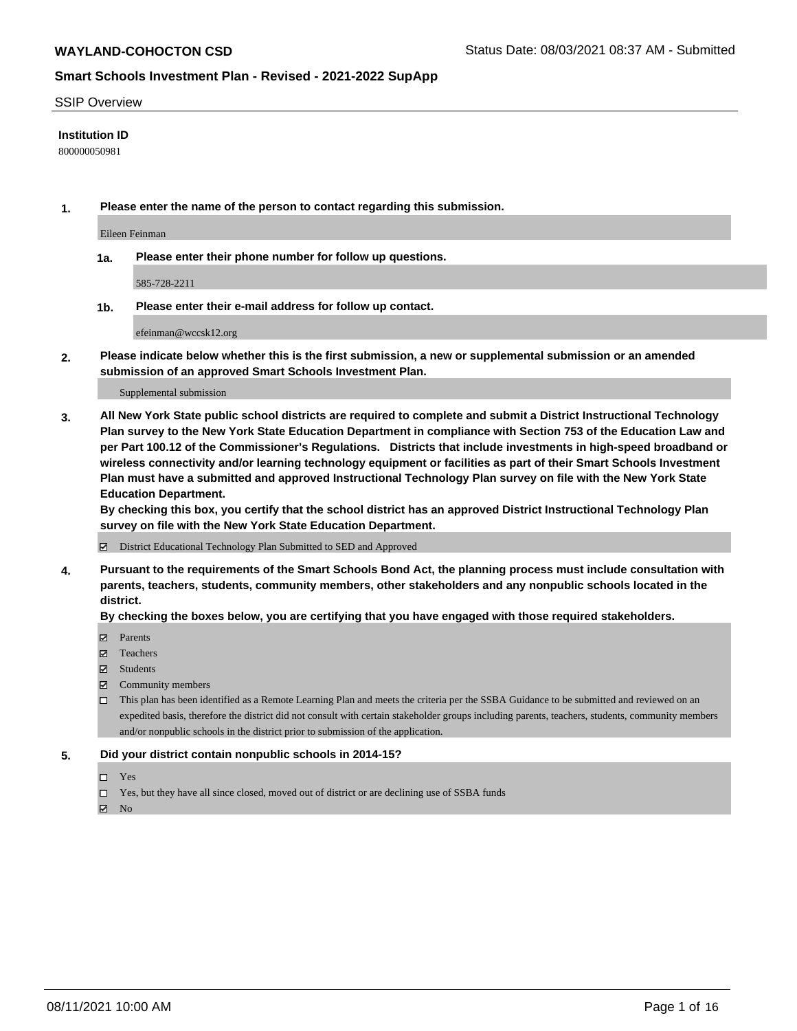# SSIP Overview

**Institution ID**

800000050981

**1. Please enter the name of the person to contact regarding this submission.**

Eileen Feinman

**1a. Please enter their phone number for follow up questions.**

585-728-2211

**1b. Please enter their e-mail address for follow up contact.**

efeinman@wccsk12.org

**2. Please indicate below whether this is the first submission, a new or supplemental submission or an amended submission of an approved Smart Schools Investment Plan.**

Supplemental submission

**3. All New York State public school districts are required to complete and submit a District Instructional Technology Plan survey to the New York State Education Department in compliance with Section 753 of the Education Law and per Part 100.12 of the Commissioner's Regulations. Districts that include investments in high-speed broadband or wireless connectivity and/or learning technology equipment or facilities as part of their Smart Schools Investment Plan must have a submitted and approved Instructional Technology Plan survey on file with the New York State Education Department.**

**By checking this box, you certify that the school district has an approved District Instructional Technology Plan survey on file with the New York State Education Department.**

☑ District Educational Technology Plan Submitted to SED and Approved

**4. Pursuant to the requirements of the Smart Schools Bond Act, the planning process must include consultation with parents, teachers, students, community members, other stakeholders and any nonpublic schools located in the district.**

**By checking the boxes below, you are certifying that you have engaged with those required stakeholders.**

- ☑ Parents
- ☑ Teachers
- ☑ Students
- ☑ Community members
- ☐ This plan has been identified as a Remote Learning Plan and meets the criteria per the SSBA Guidance to be submitted and reviewed on an expedited basis, therefore the district did not consult with certain stakeholder groups including parents, teachers, students, community members and/or nonpublic schools in the district prior to submission of the application.

**5. Did your district contain nonpublic schools in 2014-15?**

- ☐ Yes
- ☐ Yes, but they have all since closed, moved out of district or are declining use of SSBA funds
- ☑ No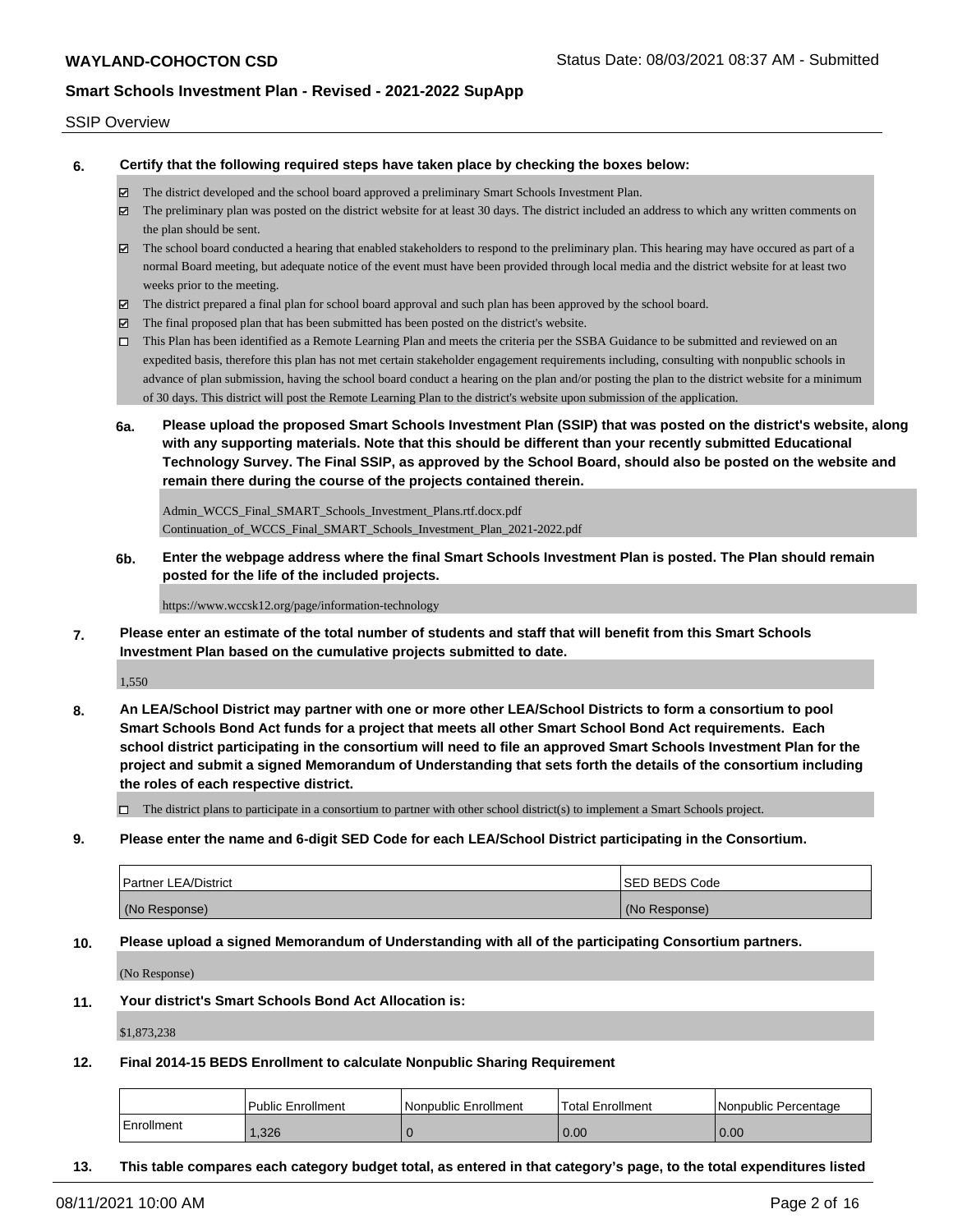SSIP Overview

**6. Certify that the following required steps have taken place by checking the boxes below:**

- ☑ The district developed and the school board approved a preliminary Smart Schools Investment Plan.
- ☑ The preliminary plan was posted on the district website for at least 30 days. The district included an address to which any written comments on the plan should be sent.
- ☑ The school board conducted a hearing that enabled stakeholders to respond to the preliminary plan. This hearing may have occured as part of a normal Board meeting, but adequate notice of the event must have been provided through local media and the district website for at least two weeks prior to the meeting.
- ☑ The district prepared a final plan for school board approval and such plan has been approved by the school board.
- ☑ The final proposed plan that has been submitted has been posted on the district's website.
- ☐ This Plan has been identified as a Remote Learning Plan and meets the criteria per the SSBA Guidance to be submitted and reviewed on an expedited basis, therefore this plan has not met certain stakeholder engagement requirements including, consulting with nonpublic schools in advance of plan submission, having the school board conduct a hearing on the plan and/or posting the plan to the district website for a minimum of 30 days. This district will post the Remote Learning Plan to the district's website upon submission of the application.

**6a. Please upload the proposed Smart Schools Investment Plan (SSIP) that was posted on the district's website, along with any supporting materials. Note that this should be different than your recently submitted Educational Technology Survey. The Final SSIP, as approved by the School Board, should also be posted on the website and remain there during the course of the projects contained therein.**

Admin_WCCS_Final_SMART_Schools_Investment_Plans.rtf.docx.pdf
Continuation_of_WCCS_Final_SMART_Schools_Investment_Plan_2021-2022.pdf

**6b. Enter the webpage address where the final Smart Schools Investment Plan is posted. The Plan should remain posted for the life of the included projects.**

https://www.wccsk12.org/page/information-technology

**7. Please enter an estimate of the total number of students and staff that will benefit from this Smart Schools Investment Plan based on the cumulative projects submitted to date.**

1,550

**8. An LEA/School District may partner with one or more other LEA/School Districts to form a consortium to pool Smart Schools Bond Act funds for a project that meets all other Smart School Bond Act requirements. Each school district participating in the consortium will need to file an approved Smart Schools Investment Plan for the project and submit a signed Memorandum of Understanding that sets forth the details of the consortium including the roles of each respective district.**

- ☐ The district plans to participate in a consortium to partner with other school district(s) to implement a Smart Schools project.

**9. Please enter the name and 6-digit SED Code for each LEA/School District participating in the Consortium.**

| Partner LEA/District | SED BEDS Code |
|---|---|
| (No Response) | (No Response) |

**10. Please upload a signed Memorandum of Understanding with all of the participating Consortium partners.**

(No Response)

**11. Your district's Smart Schools Bond Act Allocation is:**

$1,873,238

**12. Final 2014-15 BEDS Enrollment to calculate Nonpublic Sharing Requirement**

| | Public Enrollment | Nonpublic Enrollment | Total Enrollment | Nonpublic Percentage |
|---|---|---|---|---|
| Enrollment | 1,326 | 0 | 0.00 | 0.00 |

**13. This table compares each category budget total, as entered in that category's page, to the total expenditures listed**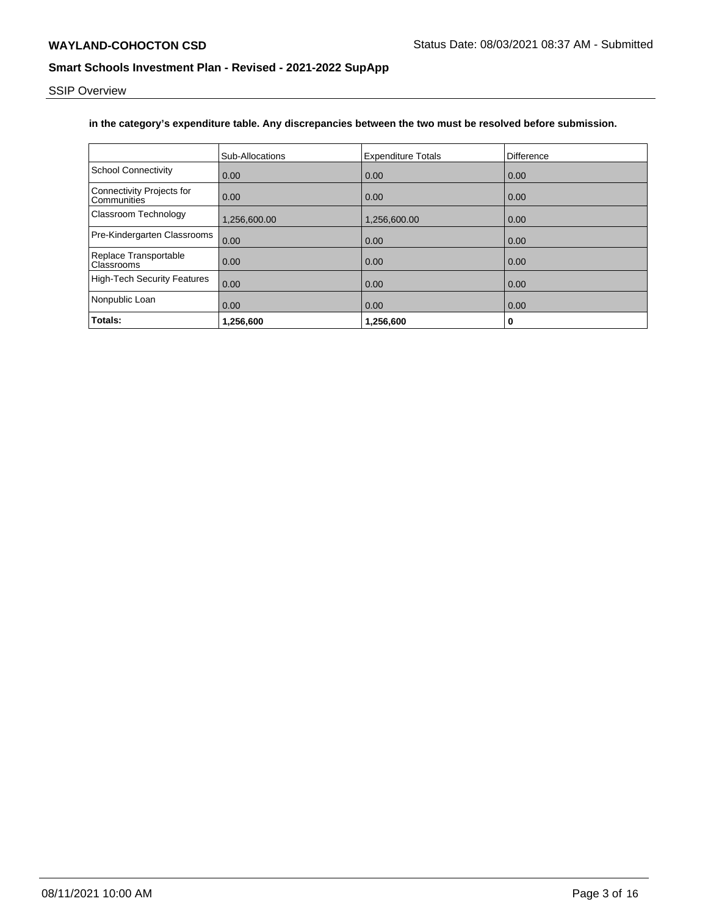**in the category's expenditure table. Any discrepancies between the two must be resolved before submission.**

| | Sub-Allocations | Expenditure Totals | Difference |
|---|---|---|---|
| School Connectivity | 0.00 | 0.00 | 0.00 |
| Connectivity Projects for Communities | 0.00 | 0.00 | 0.00 |
| Classroom Technology | 1,256,600.00 | 1,256,600.00 | 0.00 |
| Pre-Kindergarten Classrooms | 0.00 | 0.00 | 0.00 |
| Replace Transportable Classrooms | 0.00 | 0.00 | 0.00 |
| High-Tech Security Features | 0.00 | 0.00 | 0.00 |
| Nonpublic Loan | 0.00 | 0.00 | 0.00 |
| **Totals:** | **1,256,600** | **1,256,600** | **0** |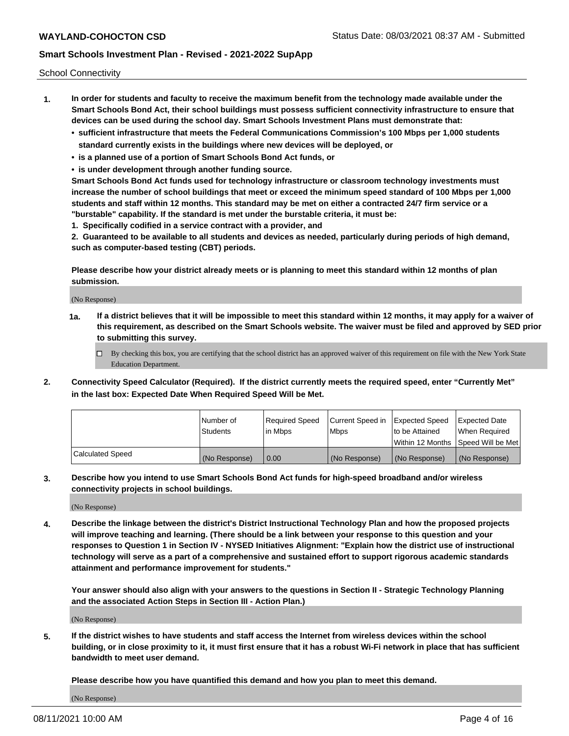School Connectivity

1. **In order for students and faculty to receive the maximum benefit from the technology made available under the Smart Schools Bond Act, their school buildings must possess sufficient connectivity infrastructure to ensure that devices can be used during the school day. Smart Schools Investment Plans must demonstrate that:**
   - **sufficient infrastructure that meets the Federal Communications Commission's 100 Mbps per 1,000 students standard currently exists in the buildings where new devices will be deployed, or**
   - **is a planned use of a portion of Smart Schools Bond Act funds, or**
   - **is under development through another funding source.**

   **Smart Schools Bond Act funds used for technology infrastructure or classroom technology investments must increase the number of school buildings that meet or exceed the minimum speed standard of 100 Mbps per 1,000 students and staff within 12 months. This standard may be met on either a contracted 24/7 firm service or a "burstable" capability. If the standard is met under the burstable criteria, it must be:**

   **1. Specifically codified in a service contract with a provider, and**

   **2. Guaranteed to be available to all students and devices as needed, particularly during periods of high demand, such as computer-based testing (CBT) periods.**

   **Please describe how your district already meets or is planning to meet this standard within 12 months of plan submission.**

   (No Response)

   **1a. If a district believes that it will be impossible to meet this standard within 12 months, it may apply for a waiver of this requirement, as described on the Smart Schools website. The waiver must be filed and approved by SED prior to submitting this survey.**

   ☐ By checking this box, you are certifying that the school district has an approved waiver of this requirement on file with the New York State Education Department.

2. **Connectivity Speed Calculator (Required). If the district currently meets the required speed, enter "Currently Met" in the last box: Expected Date When Required Speed Will be Met.**

| | Number of Students | Required Speed in Mbps | Current Speed in Mbps | Expected Speed to be Attained Within 12 Months | Expected Date When Required Speed Will be Met |
|---|---|---|---|---|---|
| Calculated Speed | (No Response) | 0.00 | (No Response) | (No Response) | (No Response) |

3. **Describe how you intend to use Smart Schools Bond Act funds for high-speed broadband and/or wireless connectivity projects in school buildings.**

   (No Response)

4. **Describe the linkage between the district's District Instructional Technology Plan and how the proposed projects will improve teaching and learning. (There should be a link between your response to this question and your responses to Question 1 in Section IV - NYSED Initiatives Alignment: "Explain how the district use of instructional technology will serve as a part of a comprehensive and sustained effort to support rigorous academic standards attainment and performance improvement for students."**

   **Your answer should also align with your answers to the questions in Section II - Strategic Technology Planning and the associated Action Steps in Section III - Action Plan.)**

   (No Response)

5. **If the district wishes to have students and staff access the Internet from wireless devices within the school building, or in close proximity to it, it must first ensure that it has a robust Wi-Fi network in place that has sufficient bandwidth to meet user demand.**

   **Please describe how you have quantified this demand and how you plan to meet this demand.**

   (No Response)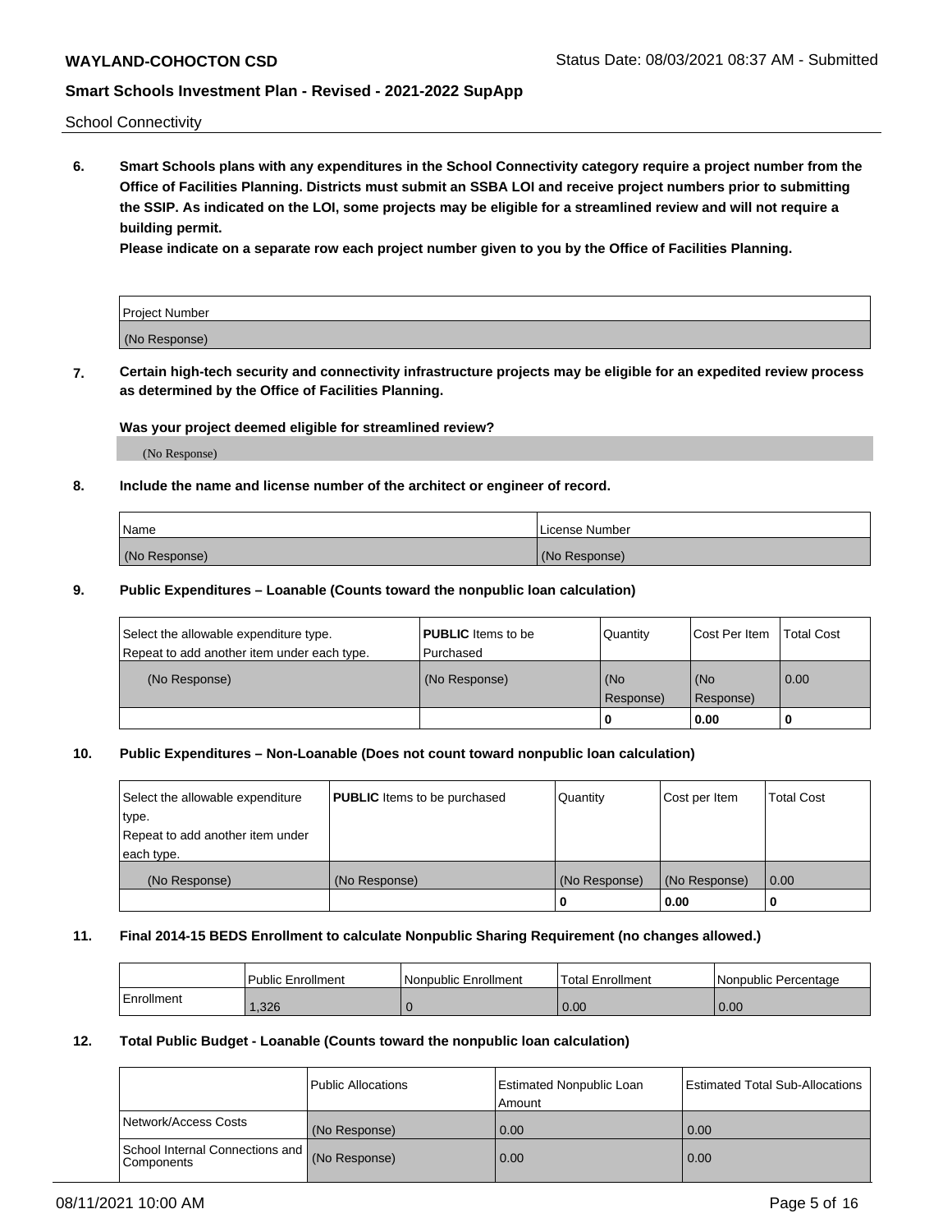School Connectivity

**6. Smart Schools plans with any expenditures in the School Connectivity category require a project number from the Office of Facilities Planning. Districts must submit an SSBA LOI and receive project numbers prior to submitting the SSIP. As indicated on the LOI, some projects may be eligible for a streamlined review and will not require a building permit.**

**Please indicate on a separate row each project number given to you by the Office of Facilities Planning.**

| Project Number |
| --- |
| (No Response) |

**7. Certain high-tech security and connectivity infrastructure projects may be eligible for an expedited review process as determined by the Office of Facilities Planning.**

**Was your project deemed eligible for streamlined review?**

(No Response)

**8. Include the name and license number of the architect or engineer of record.**

| Name | License Number |
| --- | --- |
| (No Response) | (No Response) |

**9. Public Expenditures – Loanable (Counts toward the nonpublic loan calculation)**

| Select the allowable expenditure type. Repeat to add another item under each type. | **PUBLIC** Items to be Purchased | Quantity | Cost Per Item | Total Cost |
| --- | --- | --- | --- | --- |
| (No Response) | (No Response) | (No Response) | (No Response) | 0.00 |
| | | 0 | 0.00 | 0 |

**10. Public Expenditures – Non-Loanable (Does not count toward nonpublic loan calculation)**

| Select the allowable expenditure type. Repeat to add another item under each type. | **PUBLIC** Items to be purchased | Quantity | Cost per Item | Total Cost |
| --- | --- | --- | --- | --- |
| (No Response) | (No Response) | (No Response) | (No Response) | 0.00 |
| | | 0 | 0.00 | 0 |

**11. Final 2014-15 BEDS Enrollment to calculate Nonpublic Sharing Requirement (no changes allowed.)**

| | Public Enrollment | Nonpublic Enrollment | Total Enrollment | Nonpublic Percentage |
| --- | --- | --- | --- | --- |
| Enrollment | 1,326 | 0 | 0.00 | 0.00 |

**12. Total Public Budget - Loanable (Counts toward the nonpublic loan calculation)**

| | Public Allocations | Estimated Nonpublic Loan Amount | Estimated Total Sub-Allocations |
| --- | --- | --- | --- |
| Network/Access Costs | (No Response) | 0.00 | 0.00 |
| School Internal Connections and Components | (No Response) | 0.00 | 0.00 |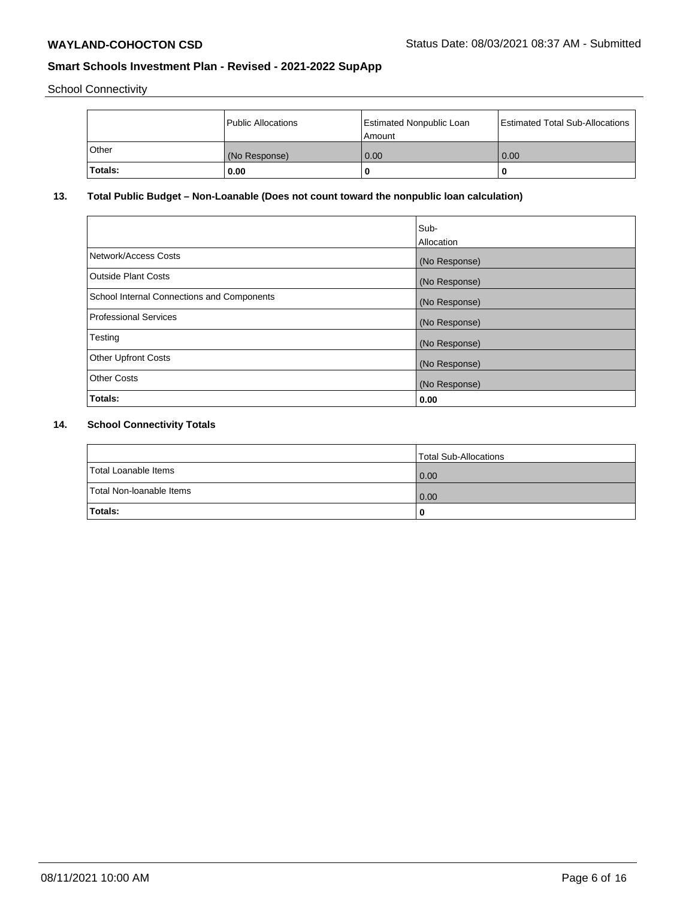School Connectivity

|  | Public Allocations | Estimated Nonpublic Loan Amount | Estimated Total Sub-Allocations |
|---|---|---|---|
| Other | (No Response) | 0.00 | 0.00 |
| **Totals:** | **0.00** | **0** | **0** |

## 13. Total Public Budget – Non-Loanable (Does not count toward the nonpublic loan calculation)

|  | Sub-Allocation |
|---|---|
| Network/Access Costs | (No Response) |
| Outside Plant Costs | (No Response) |
| School Internal Connections and Components | (No Response) |
| Professional Services | (No Response) |
| Testing | (No Response) |
| Other Upfront Costs | (No Response) |
| Other Costs | (No Response) |
| **Totals:** | **0.00** |

## 14. School Connectivity Totals

|  | Total Sub-Allocations |
|---|---|
| Total Loanable Items | 0.00 |
| Total Non-loanable Items | 0.00 |
| **Totals:** | **0** |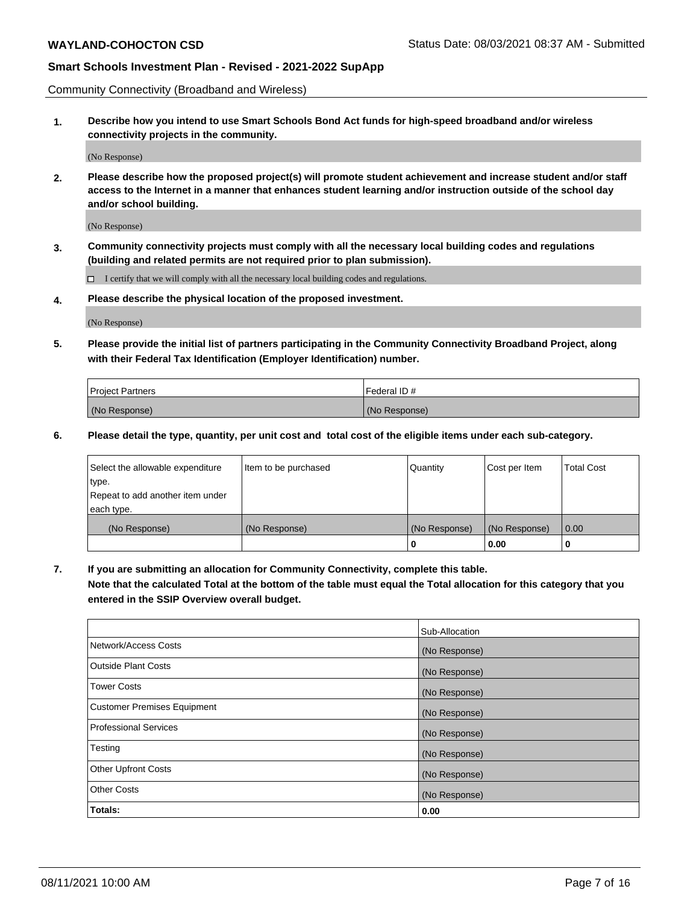Community Connectivity (Broadband and Wireless)

**1. Describe how you intend to use Smart Schools Bond Act funds for high-speed broadband and/or wireless connectivity projects in the community.**

(No Response)

**2. Please describe how the proposed project(s) will promote student achievement and increase student and/or staff access to the Internet in a manner that enhances student learning and/or instruction outside of the school day and/or school building.**

(No Response)

**3. Community connectivity projects must comply with all the necessary local building codes and regulations (building and related permits are not required prior to plan submission).**

☐ I certify that we will comply with all the necessary local building codes and regulations.

**4. Please describe the physical location of the proposed investment.**

(No Response)

**5. Please provide the initial list of partners participating in the Community Connectivity Broadband Project, along with their Federal Tax Identification (Employer Identification) number.**

| Project Partners | Federal ID # |
|---|---|
| (No Response) | (No Response) |

**6. Please detail the type, quantity, per unit cost and total cost of the eligible items under each sub-category.**

| Select the allowable expenditure type. Repeat to add another item under each type. | Item to be purchased | Quantity | Cost per Item | Total Cost |
|---|---|---|---|---|
| (No Response) | (No Response) | (No Response) | (No Response) | 0.00 |
| | | **0** | **0.00** | **0** |

**7. If you are submitting an allocation for Community Connectivity, complete this table. Note that the calculated Total at the bottom of the table must equal the Total allocation for this category that you entered in the SSIP Overview overall budget.**

| | Sub-Allocation |
|---|---|
| Network/Access Costs | (No Response) |
| Outside Plant Costs | (No Response) |
| Tower Costs | (No Response) |
| Customer Premises Equipment | (No Response) |
| Professional Services | (No Response) |
| Testing | (No Response) |
| Other Upfront Costs | (No Response) |
| Other Costs | (No Response) |
| **Totals:** | **0.00** |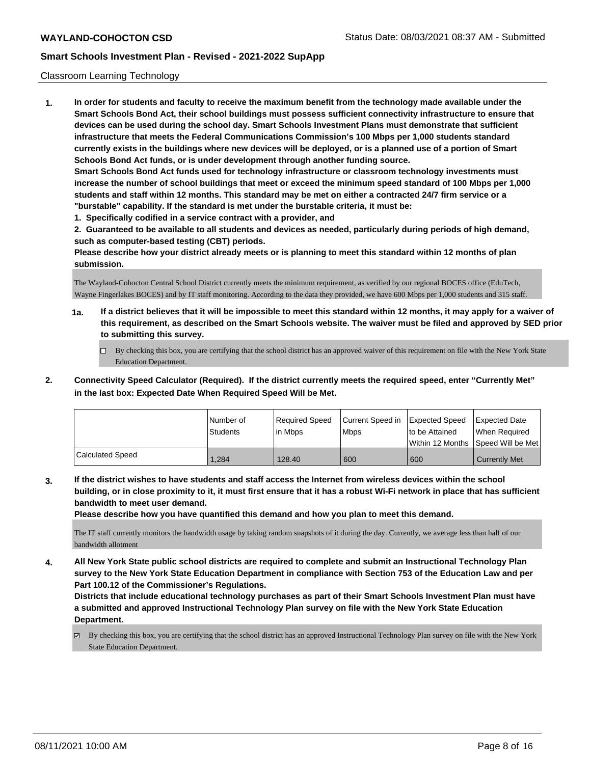Classroom Learning Technology

**1. In order for students and faculty to receive the maximum benefit from the technology made available under the Smart Schools Bond Act, their school buildings must possess sufficient connectivity infrastructure to ensure that devices can be used during the school day. Smart Schools Investment Plans must demonstrate that sufficient infrastructure that meets the Federal Communications Commission's 100 Mbps per 1,000 students standard currently exists in the buildings where new devices will be deployed, or is a planned use of a portion of Smart Schools Bond Act funds, or is under development through another funding source.**

**Smart Schools Bond Act funds used for technology infrastructure or classroom technology investments must increase the number of school buildings that meet or exceed the minimum speed standard of 100 Mbps per 1,000 students and staff within 12 months. This standard may be met on either a contracted 24/7 firm service or a "burstable" capability. If the standard is met under the burstable criteria, it must be:**

**1. Specifically codified in a service contract with a provider, and**

**2. Guaranteed to be available to all students and devices as needed, particularly during periods of high demand, such as computer-based testing (CBT) periods.**

**Please describe how your district already meets or is planning to meet this standard within 12 months of plan submission.**

The Wayland-Cohocton Central School District currently meets the minimum requirement, as verified by our regional BOCES office (EduTech, Wayne Fingerlakes BOCES) and by IT staff monitoring. According to the data they provided, we have 600 Mbps per 1,000 students and 315 staff.

**1a. If a district believes that it will be impossible to meet this standard within 12 months, it may apply for a waiver of this requirement, as described on the Smart Schools website. The waiver must be filed and approved by SED prior to submitting this survey.**

☐ By checking this box, you are certifying that the school district has an approved waiver of this requirement on file with the New York State Education Department.

**2. Connectivity Speed Calculator (Required). If the district currently meets the required speed, enter "Currently Met" in the last box: Expected Date When Required Speed Will be Met.**

| | Number of Students | Required Speed in Mbps | Current Speed in Mbps | Expected Speed to be Attained Within 12 Months | Expected Date When Required Speed Will be Met |
|---|---|---|---|---|---|
| Calculated Speed | 1,284 | 128.40 | 600 | 600 | Currently Met |

**3. If the district wishes to have students and staff access the Internet from wireless devices within the school building, or in close proximity to it, it must first ensure that it has a robust Wi-Fi network in place that has sufficient bandwidth to meet user demand.**

**Please describe how you have quantified this demand and how you plan to meet this demand.**

The IT staff currently monitors the bandwidth usage by taking random snapshots of it during the day. Currently, we average less than half of our bandwidth allotment

**4. All New York State public school districts are required to complete and submit an Instructional Technology Plan survey to the New York State Education Department in compliance with Section 753 of the Education Law and per Part 100.12 of the Commissioner's Regulations.**

**Districts that include educational technology purchases as part of their Smart Schools Investment Plan must have a submitted and approved Instructional Technology Plan survey on file with the New York State Education Department.**

☑ By checking this box, you are certifying that the school district has an approved Instructional Technology Plan survey on file with the New York State Education Department.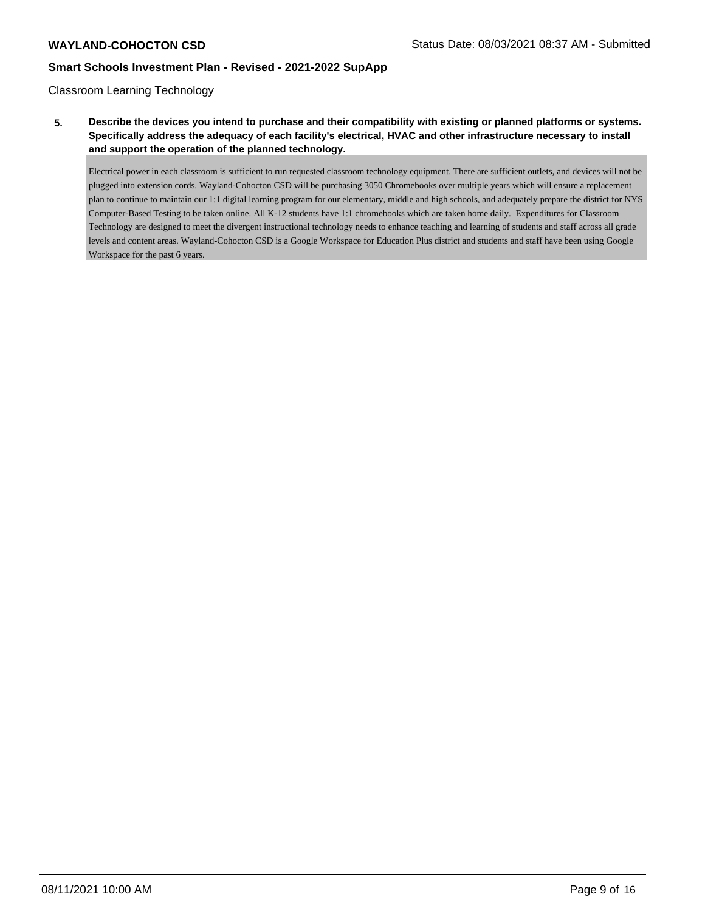Classroom Learning Technology

**5. Describe the devices you intend to purchase and their compatibility with existing or planned platforms or systems. Specifically address the adequacy of each facility's electrical, HVAC and other infrastructure necessary to install and support the operation of the planned technology.**

Electrical power in each classroom is sufficient to run requested classroom technology equipment. There are sufficient outlets, and devices will not be plugged into extension cords. Wayland-Cohocton CSD will be purchasing 3050 Chromebooks over multiple years which will ensure a replacement plan to continue to maintain our 1:1 digital learning program for our elementary, middle and high schools, and adequately prepare the district for NYS Computer-Based Testing to be taken online. All K-12 students have 1:1 chromebooks which are taken home daily. Expenditures for Classroom Technology are designed to meet the divergent instructional technology needs to enhance teaching and learning of students and staff across all grade levels and content areas. Wayland-Cohocton CSD is a Google Workspace for Education Plus district and students and staff have been using Google Workspace for the past 6 years.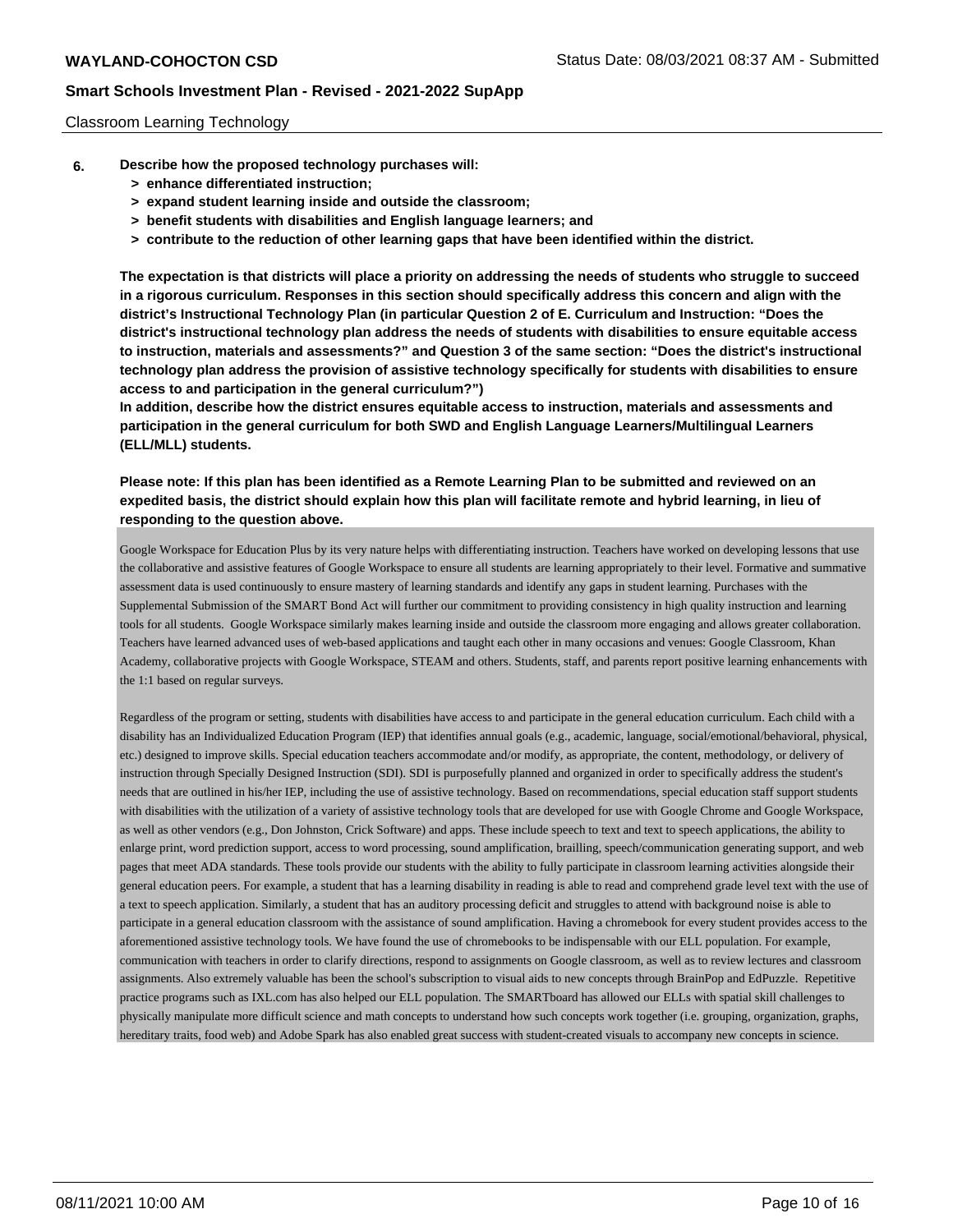Classroom Learning Technology

**6. Describe how the proposed technology purchases will:**
- **> enhance differentiated instruction;**
- **> expand student learning inside and outside the classroom;**
- **> benefit students with disabilities and English language learners; and**
- **> contribute to the reduction of other learning gaps that have been identified within the district.**

**The expectation is that districts will place a priority on addressing the needs of students who struggle to succeed in a rigorous curriculum. Responses in this section should specifically address this concern and align with the district's Instructional Technology Plan (in particular Question 2 of E. Curriculum and Instruction: "Does the district's instructional technology plan address the needs of students with disabilities to ensure equitable access to instruction, materials and assessments?" and Question 3 of the same section: "Does the district's instructional technology plan address the provision of assistive technology specifically for students with disabilities to ensure access to and participation in the general curriculum?")**

**In addition, describe how the district ensures equitable access to instruction, materials and assessments and participation in the general curriculum for both SWD and English Language Learners/Multilingual Learners (ELL/MLL) students.**

**Please note: If this plan has been identified as a Remote Learning Plan to be submitted and reviewed on an expedited basis, the district should explain how this plan will facilitate remote and hybrid learning, in lieu of responding to the question above.**

Google Workspace for Education Plus by its very nature helps with differentiating instruction. Teachers have worked on developing lessons that use the collaborative and assistive features of Google Workspace to ensure all students are learning appropriately to their level. Formative and summative assessment data is used continuously to ensure mastery of learning standards and identify any gaps in student learning. Purchases with the Supplemental Submission of the SMART Bond Act will further our commitment to providing consistency in high quality instruction and learning tools for all students. Google Workspace similarly makes learning inside and outside the classroom more engaging and allows greater collaboration. Teachers have learned advanced uses of web-based applications and taught each other in many occasions and venues: Google Classroom, Khan Academy, collaborative projects with Google Workspace, STEAM and others. Students, staff, and parents report positive learning enhancements with the 1:1 based on regular surveys.

Regardless of the program or setting, students with disabilities have access to and participate in the general education curriculum. Each child with a disability has an Individualized Education Program (IEP) that identifies annual goals (e.g., academic, language, social/emotional/behavioral, physical, etc.) designed to improve skills. Special education teachers accommodate and/or modify, as appropriate, the content, methodology, or delivery of instruction through Specially Designed Instruction (SDI). SDI is purposefully planned and organized in order to specifically address the student's needs that are outlined in his/her IEP, including the use of assistive technology. Based on recommendations, special education staff support students with disabilities with the utilization of a variety of assistive technology tools that are developed for use with Google Chrome and Google Workspace, as well as other vendors (e.g., Don Johnston, Crick Software) and apps. These include speech to text and text to speech applications, the ability to enlarge print, word prediction support, access to word processing, sound amplification, brailling, speech/communication generating support, and web pages that meet ADA standards. These tools provide our students with the ability to fully participate in classroom learning activities alongside their general education peers. For example, a student that has a learning disability in reading is able to read and comprehend grade level text with the use of a text to speech application. Similarly, a student that has an auditory processing deficit and struggles to attend with background noise is able to participate in a general education classroom with the assistance of sound amplification. Having a chromebook for every student provides access to the aforementioned assistive technology tools. We have found the use of chromebooks to be indispensable with our ELL population. For example, communication with teachers in order to clarify directions, respond to assignments on Google classroom, as well as to review lectures and classroom assignments. Also extremely valuable has been the school's subscription to visual aids to new concepts through BrainPop and EdPuzzle. Repetitive practice programs such as IXL.com has also helped our ELL population. The SMARTboard has allowed our ELLs with spatial skill challenges to physically manipulate more difficult science and math concepts to understand how such concepts work together (i.e. grouping, organization, graphs, hereditary traits, food web) and Adobe Spark has also enabled great success with student-created visuals to accompany new concepts in science.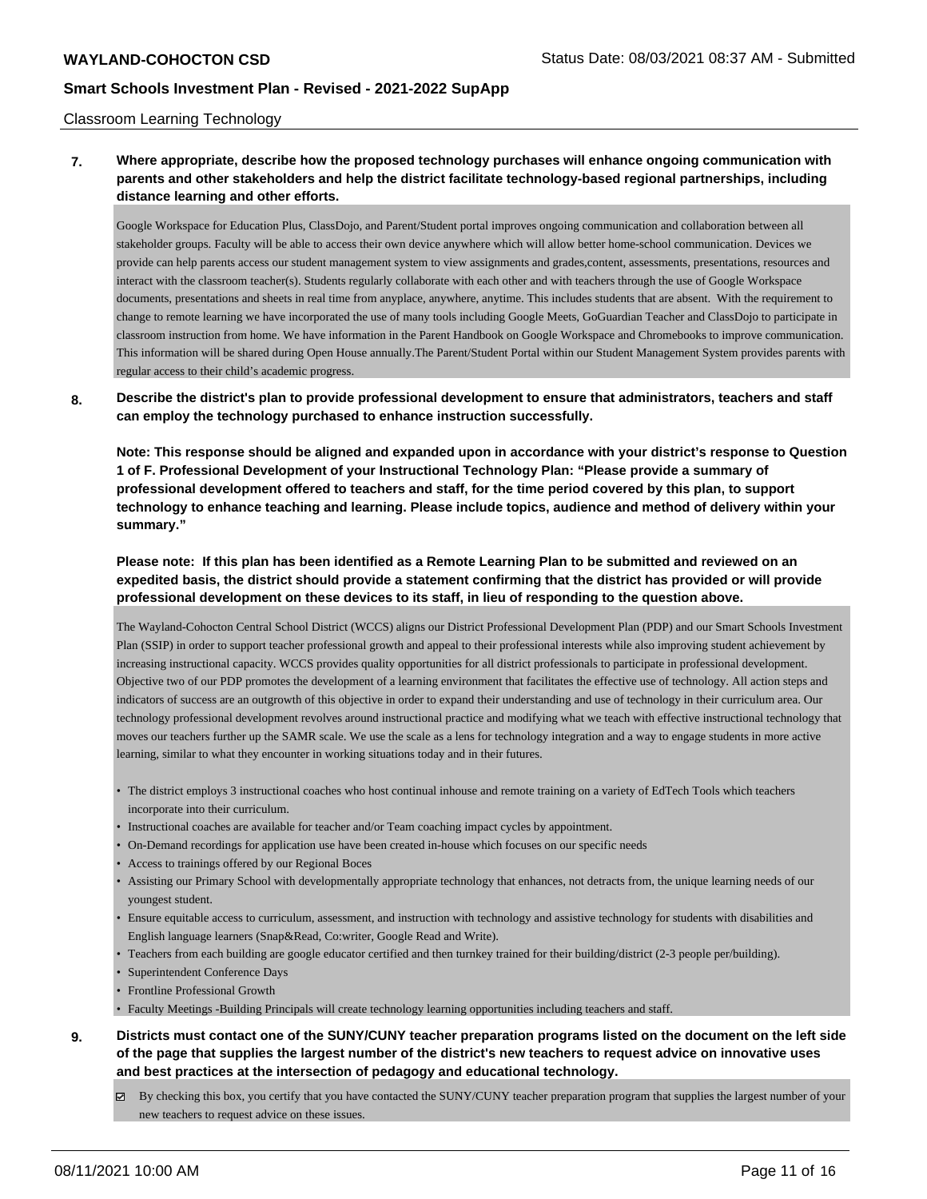Classroom Learning Technology

**7. Where appropriate, describe how the proposed technology purchases will enhance ongoing communication with parents and other stakeholders and help the district facilitate technology-based regional partnerships, including distance learning and other efforts.**

Google Workspace for Education Plus, ClassDojo, and Parent/Student portal improves ongoing communication and collaboration between all stakeholder groups. Faculty will be able to access their own device anywhere which will allow better home-school communication. Devices we provide can help parents access our student management system to view assignments and grades,content, assessments, presentations, resources and interact with the classroom teacher(s). Students regularly collaborate with each other and with teachers through the use of Google Workspace documents, presentations and sheets in real time from anyplace, anywhere, anytime. This includes students that are absent. With the requirement to change to remote learning we have incorporated the use of many tools including Google Meets, GoGuardian Teacher and ClassDojo to participate in classroom instruction from home. We have information in the Parent Handbook on Google Workspace and Chromebooks to improve communication. This information will be shared during Open House annually.The Parent/Student Portal within our Student Management System provides parents with regular access to their child's academic progress.

**8. Describe the district's plan to provide professional development to ensure that administrators, teachers and staff can employ the technology purchased to enhance instruction successfully.**

**Note: This response should be aligned and expanded upon in accordance with your district's response to Question 1 of F. Professional Development of your Instructional Technology Plan: "Please provide a summary of professional development offered to teachers and staff, for the time period covered by this plan, to support technology to enhance teaching and learning. Please include topics, audience and method of delivery within your summary."**

**Please note: If this plan has been identified as a Remote Learning Plan to be submitted and reviewed on an expedited basis, the district should provide a statement confirming that the district has provided or will provide professional development on these devices to its staff, in lieu of responding to the question above.**

The Wayland-Cohocton Central School District (WCCS) aligns our District Professional Development Plan (PDP) and our Smart Schools Investment Plan (SSIP) in order to support teacher professional growth and appeal to their professional interests while also improving student achievement by increasing instructional capacity. WCCS provides quality opportunities for all district professionals to participate in professional development. Objective two of our PDP promotes the development of a learning environment that facilitates the effective use of technology. All action steps and indicators of success are an outgrowth of this objective in order to expand their understanding and use of technology in their curriculum area. Our technology professional development revolves around instructional practice and modifying what we teach with effective instructional technology that moves our teachers further up the SAMR scale. We use the scale as a lens for technology integration and a way to engage students in more active learning, similar to what they encounter in working situations today and in their futures.

- The district employs 3 instructional coaches who host continual inhouse and remote training on a variety of EdTech Tools which teachers incorporate into their curriculum.
- Instructional coaches are available for teacher and/or Team coaching impact cycles by appointment.
- On-Demand recordings for application use have been created in-house which focuses on our specific needs
- Access to trainings offered by our Regional Boces
- Assisting our Primary School with developmentally appropriate technology that enhances, not detracts from, the unique learning needs of our youngest student.
- Ensure equitable access to curriculum, assessment, and instruction with technology and assistive technology for students with disabilities and English language learners (Snap&Read, Co:writer, Google Read and Write).
- Teachers from each building are google educator certified and then turnkey trained for their building/district (2-3 people per/building).
- Superintendent Conference Days
- Frontline Professional Growth
- Faculty Meetings -Building Principals will create technology learning opportunities including teachers and staff.

**9. Districts must contact one of the SUNY/CUNY teacher preparation programs listed on the document on the left side of the page that supplies the largest number of the district's new teachers to request advice on innovative uses and best practices at the intersection of pedagogy and educational technology.**

☑ By checking this box, you certify that you have contacted the SUNY/CUNY teacher preparation program that supplies the largest number of your new teachers to request advice on these issues.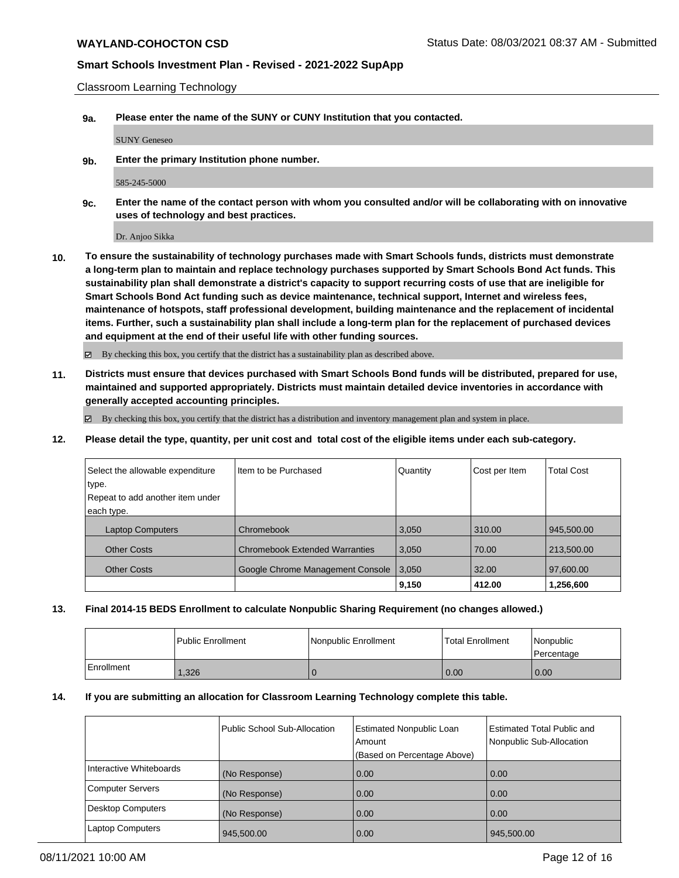Classroom Learning Technology

**9a.** **Please enter the name of the SUNY or CUNY Institution that you contacted.**

SUNY Geneseo

**9b.** **Enter the primary Institution phone number.**

585-245-5000

**9c.** **Enter the name of the contact person with whom you consulted and/or will be collaborating with on innovative uses of technology and best practices.**

Dr. Anjoo Sikka

**10.** **To ensure the sustainability of technology purchases made with Smart Schools funds, districts must demonstrate a long-term plan to maintain and replace technology purchases supported by Smart Schools Bond Act funds. This sustainability plan shall demonstrate a district's capacity to support recurring costs of use that are ineligible for Smart Schools Bond Act funding such as device maintenance, technical support, Internet and wireless fees, maintenance of hotspots, staff professional development, building maintenance and the replacement of incidental items. Further, such a sustainability plan shall include a long-term plan for the replacement of purchased devices and equipment at the end of their useful life with other funding sources.**

☑ By checking this box, you certify that the district has a sustainability plan as described above.

**11.** **Districts must ensure that devices purchased with Smart Schools Bond funds will be distributed, prepared for use, maintained and supported appropriately. Districts must maintain detailed device inventories in accordance with generally accepted accounting principles.**

☑ By checking this box, you certify that the district has a distribution and inventory management plan and system in place.

**12.** **Please detail the type, quantity, per unit cost and total cost of the eligible items under each sub-category.**

| Select the allowable expenditure type. Repeat to add another item under each type. | Item to be Purchased | Quantity | Cost per Item | Total Cost |
|---|---|---|---|---|
| Laptop Computers | Chromebook | 3,050 | 310.00 | 945,500.00 |
| Other Costs | Chromebook Extended Warranties | 3,050 | 70.00 | 213,500.00 |
| Other Costs | Google Chrome Management Console | 3,050 | 32.00 | 97,600.00 |
| | | **9,150** | **412.00** | **1,256,600** |

**13.** **Final 2014-15 BEDS Enrollment to calculate Nonpublic Sharing Requirement (no changes allowed.)**

| | Public Enrollment | Nonpublic Enrollment | Total Enrollment | Nonpublic Percentage |
|---|---|---|---|---|
| Enrollment | 1,326 | 0 | 0.00 | 0.00 |

**14.** **If you are submitting an allocation for Classroom Learning Technology complete this table.**

| | Public School Sub-Allocation | Estimated Nonpublic Loan Amount (Based on Percentage Above) | Estimated Total Public and Nonpublic Sub-Allocation |
|---|---|---|---|
| Interactive Whiteboards | (No Response) | 0.00 | 0.00 |
| Computer Servers | (No Response) | 0.00 | 0.00 |
| Desktop Computers | (No Response) | 0.00 | 0.00 |
| Laptop Computers | 945,500.00 | 0.00 | 945,500.00 |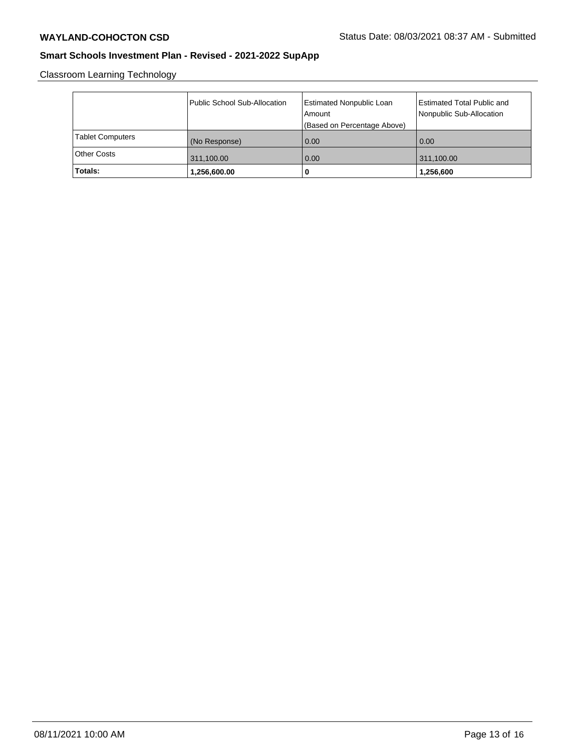**WAYLAND-COHOCTON CSD**

Status Date: 08/03/2021 08:37 AM - Submitted

## Smart Schools Investment Plan - Revised - 2021-2022 SupApp

Classroom Learning Technology

| | Public School Sub-Allocation | Estimated Nonpublic Loan Amount (Based on Percentage Above) | Estimated Total Public and Nonpublic Sub-Allocation |
|---|---|---|---|
| Tablet Computers | (No Response) | 0.00 | 0.00 |
| Other Costs | 311,100.00 | 0.00 | 311,100.00 |
| **Totals:** | **1,256,600.00** | **0** | **1,256,600** |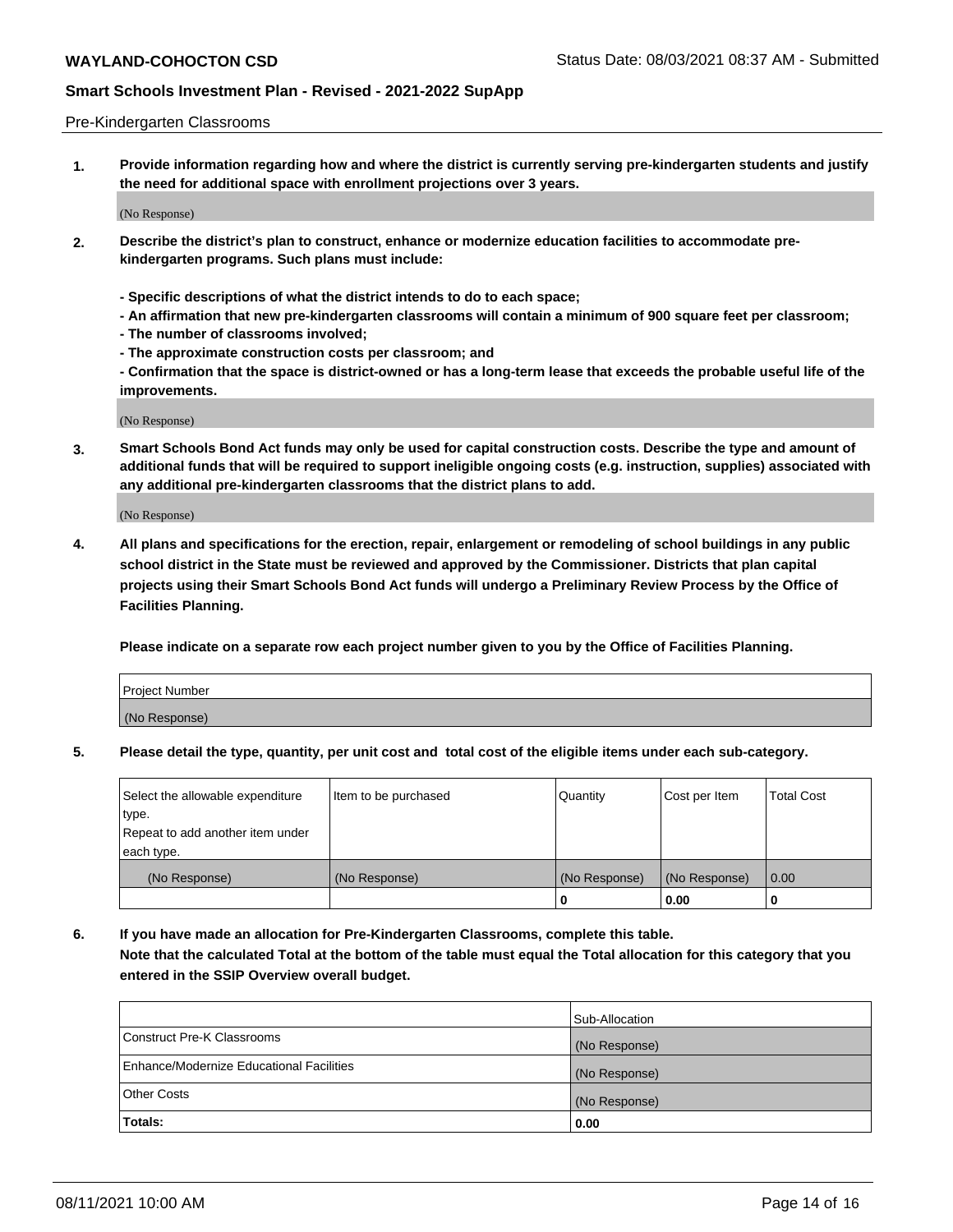Pre-Kindergarten Classrooms

**1. Provide information regarding how and where the district is currently serving pre-kindergarten students and justify the need for additional space with enrollment projections over 3 years.**

(No Response)

**2. Describe the district's plan to construct, enhance or modernize education facilities to accommodate pre-kindergarten programs. Such plans must include:**

**- Specific descriptions of what the district intends to do to each space;**
**- An affirmation that new pre-kindergarten classrooms will contain a minimum of 900 square feet per classroom;**
**- The number of classrooms involved;**
**- The approximate construction costs per classroom; and**
**- Confirmation that the space is district-owned or has a long-term lease that exceeds the probable useful life of the improvements.**

(No Response)

**3. Smart Schools Bond Act funds may only be used for capital construction costs. Describe the type and amount of additional funds that will be required to support ineligible ongoing costs (e.g. instruction, supplies) associated with any additional pre-kindergarten classrooms that the district plans to add.**

(No Response)

**4. All plans and specifications for the erection, repair, enlargement or remodeling of school buildings in any public school district in the State must be reviewed and approved by the Commissioner. Districts that plan capital projects using their Smart Schools Bond Act funds will undergo a Preliminary Review Process by the Office of Facilities Planning.**

**Please indicate on a separate row each project number given to you by the Office of Facilities Planning.**

| Project Number |
| --- |
| (No Response) |

**5. Please detail the type, quantity, per unit cost and total cost of the eligible items under each sub-category.**

| Select the allowable expenditure type. Repeat to add another item under each type. | Item to be purchased | Quantity | Cost per Item | Total Cost |
| --- | --- | --- | --- | --- |
| (No Response) | (No Response) | (No Response) | (No Response) | 0.00 |
| | | 0 | 0.00 | 0 |

**6. If you have made an allocation for Pre-Kindergarten Classrooms, complete this table. Note that the calculated Total at the bottom of the table must equal the Total allocation for this category that you entered in the SSIP Overview overall budget.**

| | Sub-Allocation |
| --- | --- |
| Construct Pre-K Classrooms | (No Response) |
| Enhance/Modernize Educational Facilities | (No Response) |
| Other Costs | (No Response) |
| **Totals:** | **0.00** |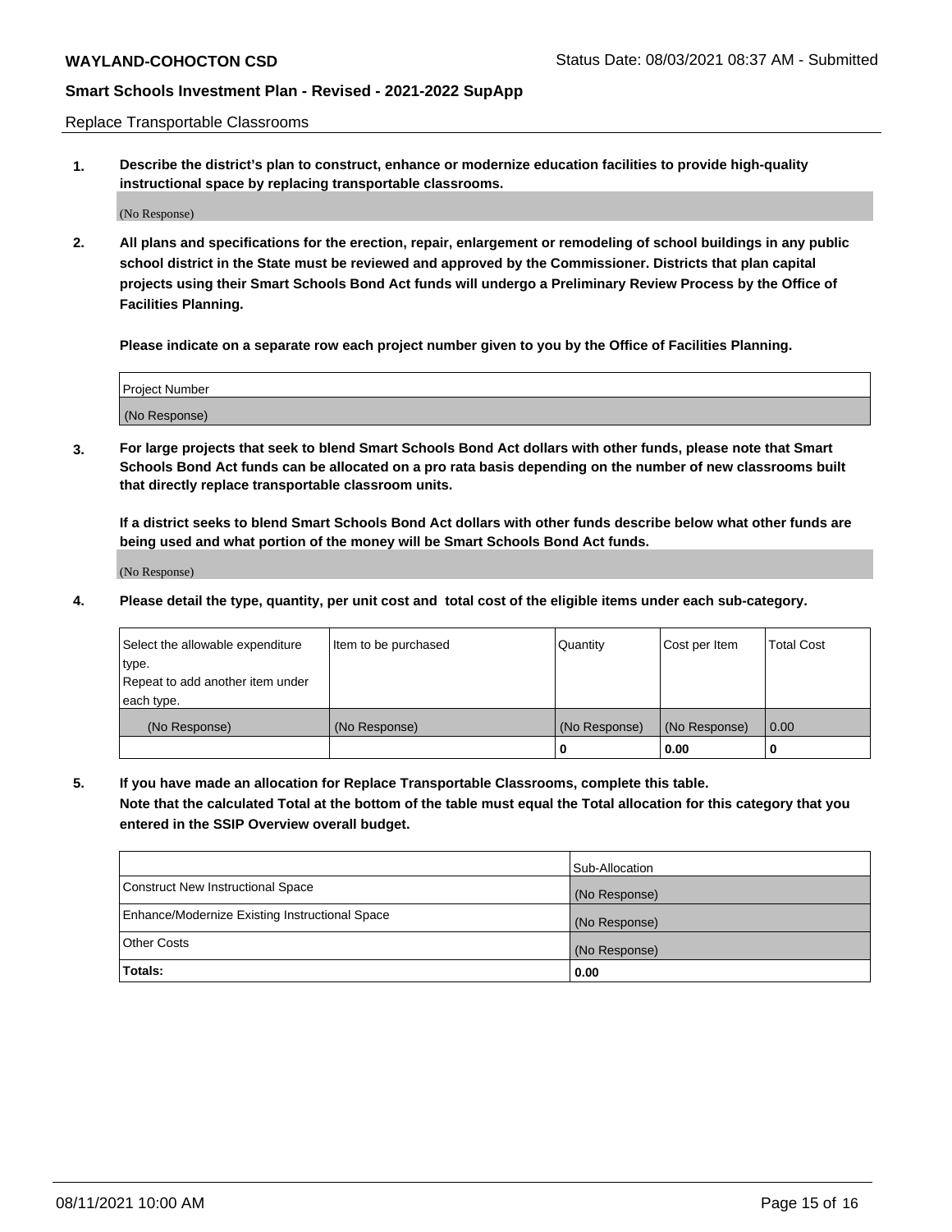Replace Transportable Classrooms

1. **Describe the district's plan to construct, enhance or modernize education facilities to provide high-quality instructional space by replacing transportable classrooms.**

(No Response)

2. **All plans and specifications for the erection, repair, enlargement or remodeling of school buildings in any public school district in the State must be reviewed and approved by the Commissioner. Districts that plan capital projects using their Smart Schools Bond Act funds will undergo a Preliminary Review Process by the Office of Facilities Planning.**

**Please indicate on a separate row each project number given to you by the Office of Facilities Planning.**

| Project Number |
|---|
| (No Response) |

3. **For large projects that seek to blend Smart Schools Bond Act dollars with other funds, please note that Smart Schools Bond Act funds can be allocated on a pro rata basis depending on the number of new classrooms built that directly replace transportable classroom units.**

**If a district seeks to blend Smart Schools Bond Act dollars with other funds describe below what other funds are being used and what portion of the money will be Smart Schools Bond Act funds.**

(No Response)

4. **Please detail the type, quantity, per unit cost and total cost of the eligible items under each sub-category.**

| Select the allowable expenditure type. Repeat to add another item under each type. | Item to be purchased | Quantity | Cost per Item | Total Cost |
|---|---|---|---|---|
| (No Response) | (No Response) | (No Response) | (No Response) | 0.00 |
| | | **0** | **0.00** | **0** |

5. **If you have made an allocation for Replace Transportable Classrooms, complete this table. Note that the calculated Total at the bottom of the table must equal the Total allocation for this category that you entered in the SSIP Overview overall budget.**

| | Sub-Allocation |
|---|---|
| Construct New Instructional Space | (No Response) |
| Enhance/Modernize Existing Instructional Space | (No Response) |
| Other Costs | (No Response) |
| **Totals:** | **0.00** |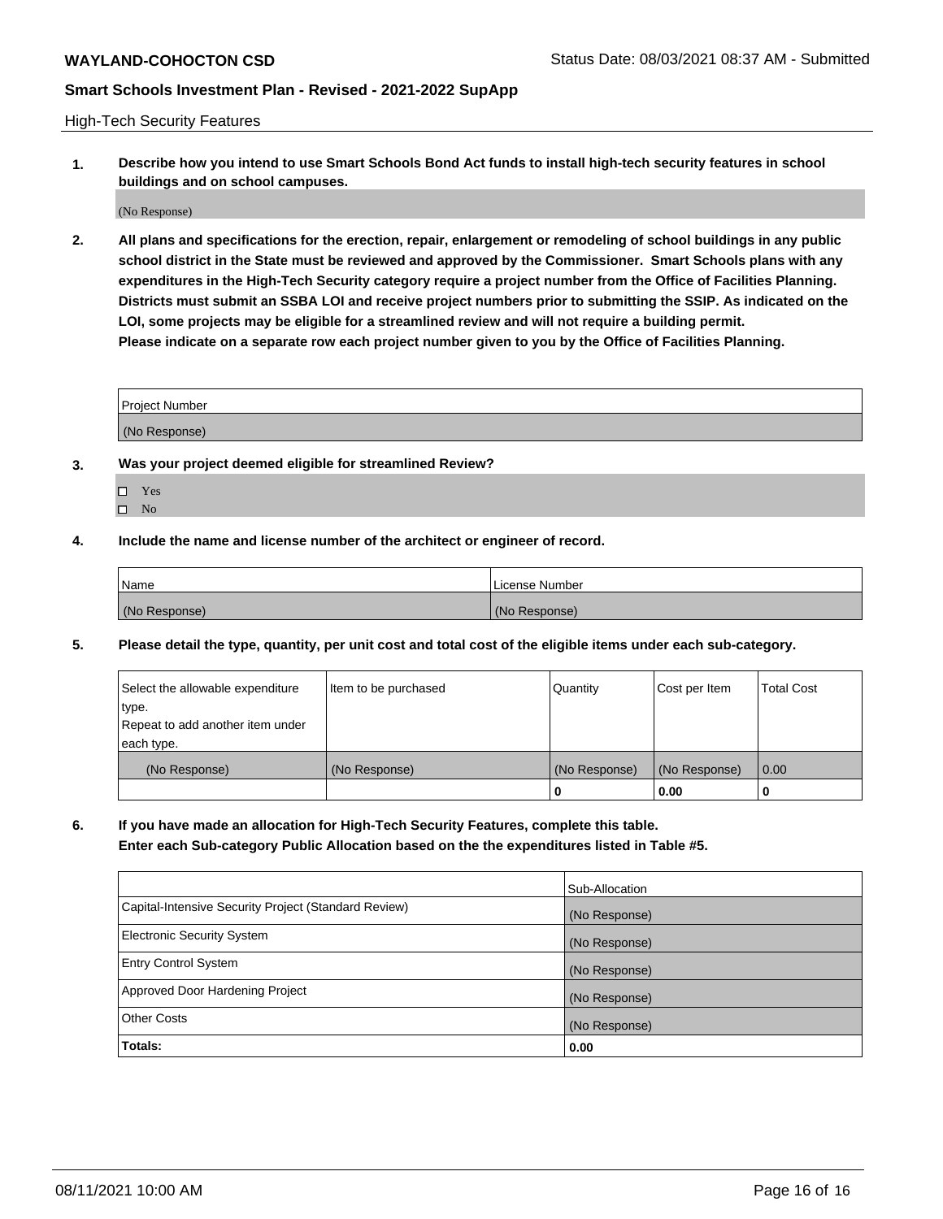High-Tech Security Features

**1. Describe how you intend to use Smart Schools Bond Act funds to install high-tech security features in school buildings and on school campuses.**

(No Response)

**2. All plans and specifications for the erection, repair, enlargement or remodeling of school buildings in any public school district in the State must be reviewed and approved by the Commissioner. Smart Schools plans with any expenditures in the High-Tech Security category require a project number from the Office of Facilities Planning. Districts must submit an SSBA LOI and receive project numbers prior to submitting the SSIP. As indicated on the LOI, some projects may be eligible for a streamlined review and will not require a building permit. Please indicate on a separate row each project number given to you by the Office of Facilities Planning.**

| Project Number |
| --- |
| (No Response) |

**3. Was your project deemed eligible for streamlined Review?**

- ☐ Yes
- ☐ No

**4. Include the name and license number of the architect or engineer of record.**

| Name | License Number |
| --- | --- |
| (No Response) | (No Response) |

**5. Please detail the type, quantity, per unit cost and total cost of the eligible items under each sub-category.**

| Select the allowable expenditure type. Repeat to add another item under each type. | Item to be purchased | Quantity | Cost per Item | Total Cost |
| --- | --- | --- | --- | --- |
| (No Response) | (No Response) | (No Response) | (No Response) | 0.00 |
| | | 0 | 0.00 | 0 |

**6. If you have made an allocation for High-Tech Security Features, complete this table. Enter each Sub-category Public Allocation based on the the expenditures listed in Table #5.**

| | Sub-Allocation |
| --- | --- |
| Capital-Intensive Security Project (Standard Review) | (No Response) |
| Electronic Security System | (No Response) |
| Entry Control System | (No Response) |
| Approved Door Hardening Project | (No Response) |
| Other Costs | (No Response) |
| **Totals:** | **0.00** |